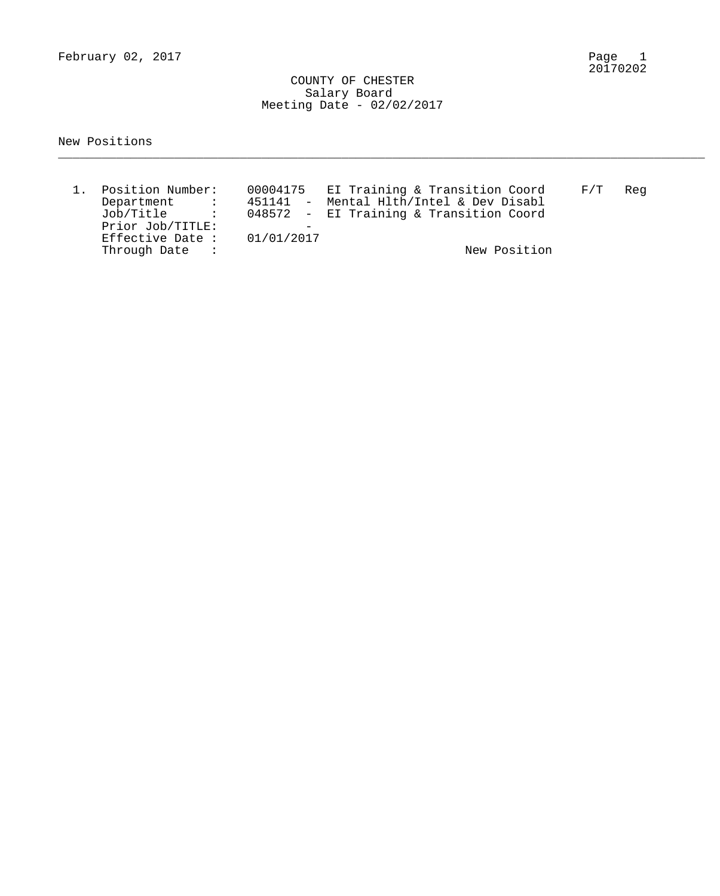# COUNTY OF CHESTER

## Salary Board

### Meeting Date - 02/02/2017

New Positions

---

1. Position Number: 00004175 EI Training & Transition Coord F/T Reg
   Department : 451141 - Mental Hlth/Intel & Dev Disabl
   Job/Title : 048572 - EI Training & Transition Coord
   Prior Job/TITLE: -
   Effective Date : 01/01/2017
   Through Date : New Position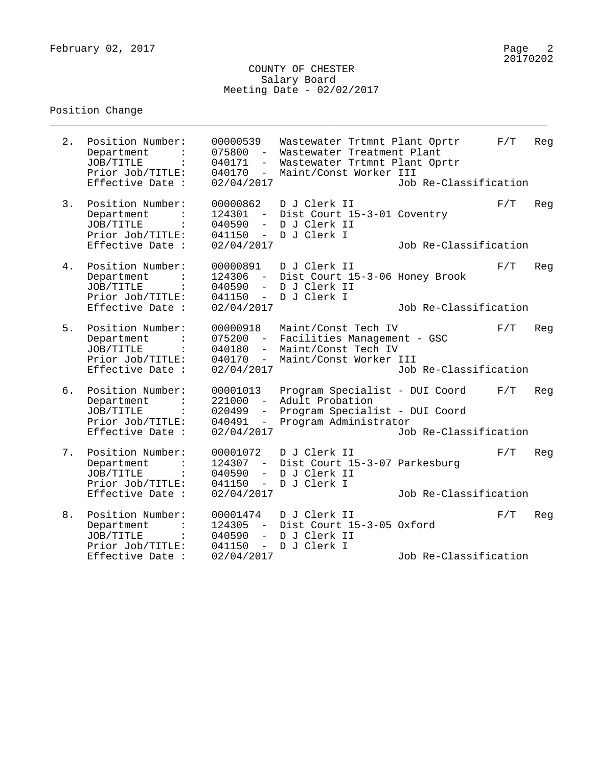COUNTY OF CHESTER
Salary Board
Meeting Date - 02/02/2017

Position Change

---

| # | Field | Code | Description | Status | Type |
|---|---|---|---|---|---|
| 2. | Position Number: | 00000539 | Wastewater Trtmnt Plant Oprtr | F/T | Reg |
| | Department : | 075800 - | Wastewater Treatment Plant | | |
| | JOB/TITLE : | 040171 - | Wastewater Trtmnt Plant Oprtr | | |
| | Prior Job/TITLE: | 040170 - | Maint/Const Worker III | | |
| | Effective Date : | 02/04/2017 | Job Re-Classification | | |
| 3. | Position Number: | 00000862 | D J Clerk II | F/T | Reg |
| | Department : | 124301 - | Dist Court 15-3-01 Coventry | | |
| | JOB/TITLE : | 040590 - | D J Clerk II | | |
| | Prior Job/TITLE: | 041150 - | D J Clerk I | | |
| | Effective Date : | 02/04/2017 | Job Re-Classification | | |
| 4. | Position Number: | 00000891 | D J Clerk II | F/T | Reg |
| | Department : | 124306 - | Dist Court 15-3-06 Honey Brook | | |
| | JOB/TITLE : | 040590 - | D J Clerk II | | |
| | Prior Job/TITLE: | 041150 - | D J Clerk I | | |
| | Effective Date : | 02/04/2017 | Job Re-Classification | | |
| 5. | Position Number: | 00000918 | Maint/Const Tech IV | F/T | Reg |
| | Department : | 075200 - | Facilities Management - GSC | | |
| | JOB/TITLE : | 040180 - | Maint/Const Tech IV | | |
| | Prior Job/TITLE: | 040170 - | Maint/Const Worker III | | |
| | Effective Date : | 02/04/2017 | Job Re-Classification | | |
| 6. | Position Number: | 00001013 | Program Specialist - DUI Coord | F/T | Reg |
| | Department : | 221000 - | Adult Probation | | |
| | JOB/TITLE : | 020499 - | Program Specialist - DUI Coord | | |
| | Prior Job/TITLE: | 040491 - | Program Administrator | | |
| | Effective Date : | 02/04/2017 | Job Re-Classification | | |
| 7. | Position Number: | 00001072 | D J Clerk II | F/T | Reg |
| | Department : | 124307 - | Dist Court 15-3-07 Parkesburg | | |
| | JOB/TITLE : | 040590 - | D J Clerk II | | |
| | Prior Job/TITLE: | 041150 - | D J Clerk I | | |
| | Effective Date : | 02/04/2017 | Job Re-Classification | | |
| 8. | Position Number: | 00001474 | D J Clerk II | F/T | Reg |
| | Department : | 124305 - | Dist Court 15-3-05 Oxford | | |
| | JOB/TITLE : | 040590 - | D J Clerk II | | |
| | Prior Job/TITLE: | 041150 - | D J Clerk I | | |
| | Effective Date : | 02/04/2017 | Job Re-Classification | | |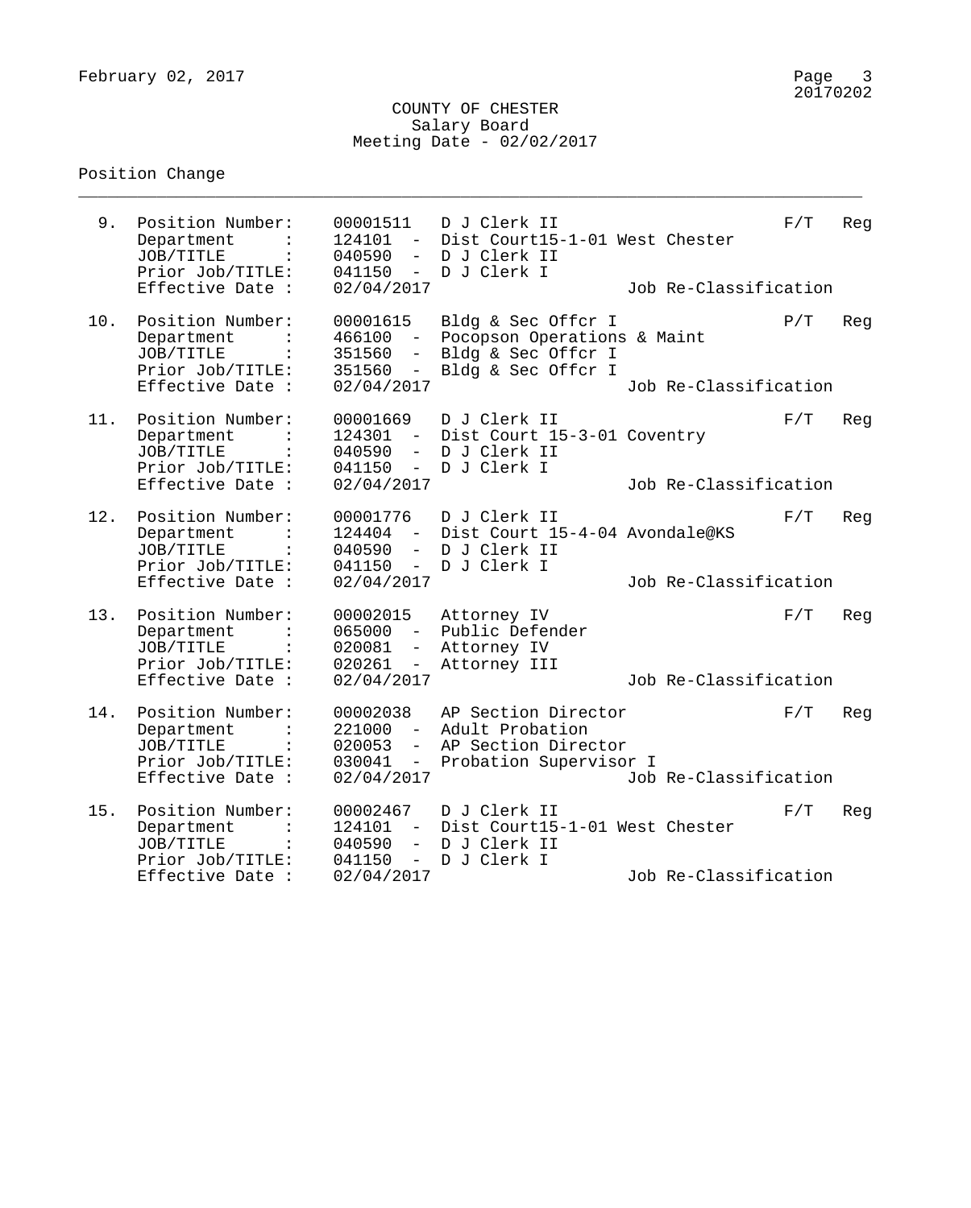COUNTY OF CHESTER
Salary Board
Meeting Date - 02/02/2017

Position Change

---

9. Position Number: 00001511 D J Clerk II — F/T Reg
   Department : 124101 - Dist Court15-1-01 West Chester
   JOB/TITLE : 040590 - D J Clerk II
   Prior Job/TITLE: 041150 - D J Clerk I
   Effective Date : 02/04/2017 — Job Re-Classification

10. Position Number: 00001615 Bldg & Sec Offcr I — P/T Reg
    Department : 466100 - Pocopson Operations & Maint
    JOB/TITLE : 351560 - Bldg & Sec Offcr I
    Prior Job/TITLE: 351560 - Bldg & Sec Offcr I
    Effective Date : 02/04/2017 — Job Re-Classification

11. Position Number: 00001669 D J Clerk II — F/T Reg
    Department : 124301 - Dist Court 15-3-01 Coventry
    JOB/TITLE : 040590 - D J Clerk II
    Prior Job/TITLE: 041150 - D J Clerk I
    Effective Date : 02/04/2017 — Job Re-Classification

12. Position Number: 00001776 D J Clerk II — F/T Reg
    Department : 124404 - Dist Court 15-4-04 Avondale@KS
    JOB/TITLE : 040590 - D J Clerk II
    Prior Job/TITLE: 041150 - D J Clerk I
    Effective Date : 02/04/2017 — Job Re-Classification

13. Position Number: 00002015 Attorney IV — F/T Reg
    Department : 065000 - Public Defender
    JOB/TITLE : 020081 - Attorney IV
    Prior Job/TITLE: 020261 - Attorney III
    Effective Date : 02/04/2017 — Job Re-Classification

14. Position Number: 00002038 AP Section Director — F/T Reg
    Department : 221000 - Adult Probation
    JOB/TITLE : 020053 - AP Section Director
    Prior Job/TITLE: 030041 - Probation Supervisor I
    Effective Date : 02/04/2017 — Job Re-Classification

15. Position Number: 00002467 D J Clerk II — F/T Reg
    Department : 124101 - Dist Court15-1-01 West Chester
    JOB/TITLE : 040590 - D J Clerk II
    Prior Job/TITLE: 041150 - D J Clerk I
    Effective Date : 02/04/2017 — Job Re-Classification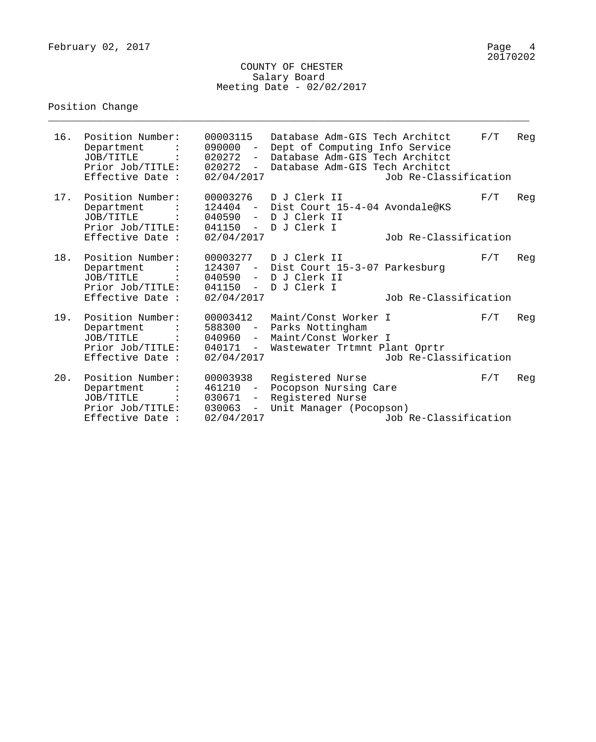February 02, 2017

20170202

COUNTY OF CHESTER
Salary Board
Meeting Date - 02/02/2017

Position Change

---

```
16.  Position Number:    00003115   Database Adm-GIS Tech Architct     F/T   Reg
     Department     :    090000  -  Dept of Computing Info Service
     JOB/TITLE      :    020272  -  Database Adm-GIS Tech Architct
     Prior Job/TITLE:    020272  -  Database Adm-GIS Tech Architct
     Effective Date :    02/04/2017                 Job Re-Classification

17.  Position Number:    00003276   D J Clerk II                       F/T   Reg
     Department     :    124404  -  Dist Court 15-4-04 Avondale@KS
     JOB/TITLE      :    040590  -  D J Clerk II
     Prior Job/TITLE:    041150  -  D J Clerk I
     Effective Date :    02/04/2017                 Job Re-Classification

18.  Position Number:    00003277   D J Clerk II                       F/T   Reg
     Department     :    124307  -  Dist Court 15-3-07 Parkesburg
     JOB/TITLE      :    040590  -  D J Clerk II
     Prior Job/TITLE:    041150  -  D J Clerk I
     Effective Date :    02/04/2017                 Job Re-Classification

19.  Position Number:    00003412   Maint/Const Worker I               F/T   Reg
     Department     :    588300  -  Parks Nottingham
     JOB/TITLE      :    040960  -  Maint/Const Worker I
     Prior Job/TITLE:    040171  -  Wastewater Trtmnt Plant Oprtr
     Effective Date :    02/04/2017                 Job Re-Classification

20.  Position Number:    00003938   Registered Nurse                   F/T   Reg
     Department     :    461210  -  Pocopson Nursing Care
     JOB/TITLE      :    030671  -  Registered Nurse
     Prior Job/TITLE:    030063  -  Unit Manager (Pocopson)
     Effective Date :    02/04/2017                 Job Re-Classification
```